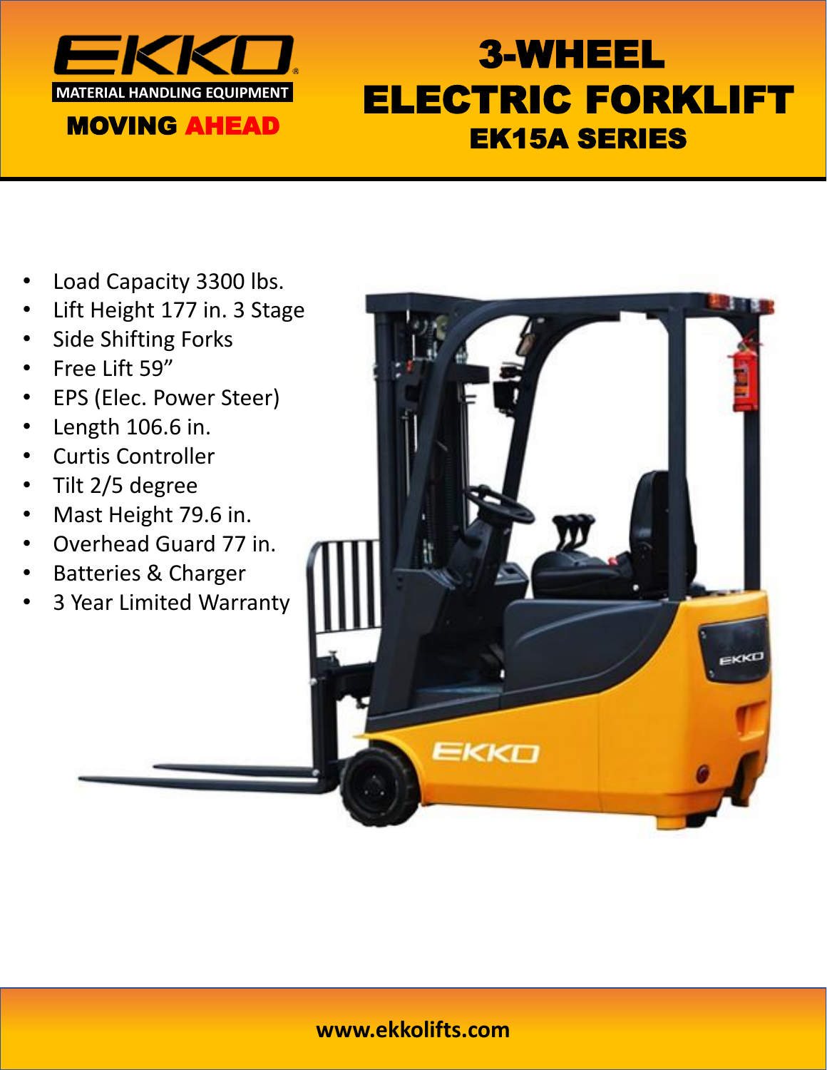EKKO®

MATERIAL HANDLING EQUIPMENT

MOVING AHEAD

# 3-WHEEL ELECTRIC FORKLIFT

## EK15A SERIES

- Load Capacity 3300 lbs.
- Lift Height 177 in. 3 Stage
- Side Shifting Forks
- Free Lift 59”
- EPS (Elec. Power Steer)
- Length 106.6 in.
- Curtis Controller
- Tilt 2/5 degree
- Mast Height 79.6 in.
- Overhead Guard 77 in.
- Batteries & Charger
- 3 Year Limited Warranty

**www.ekkolifts.com**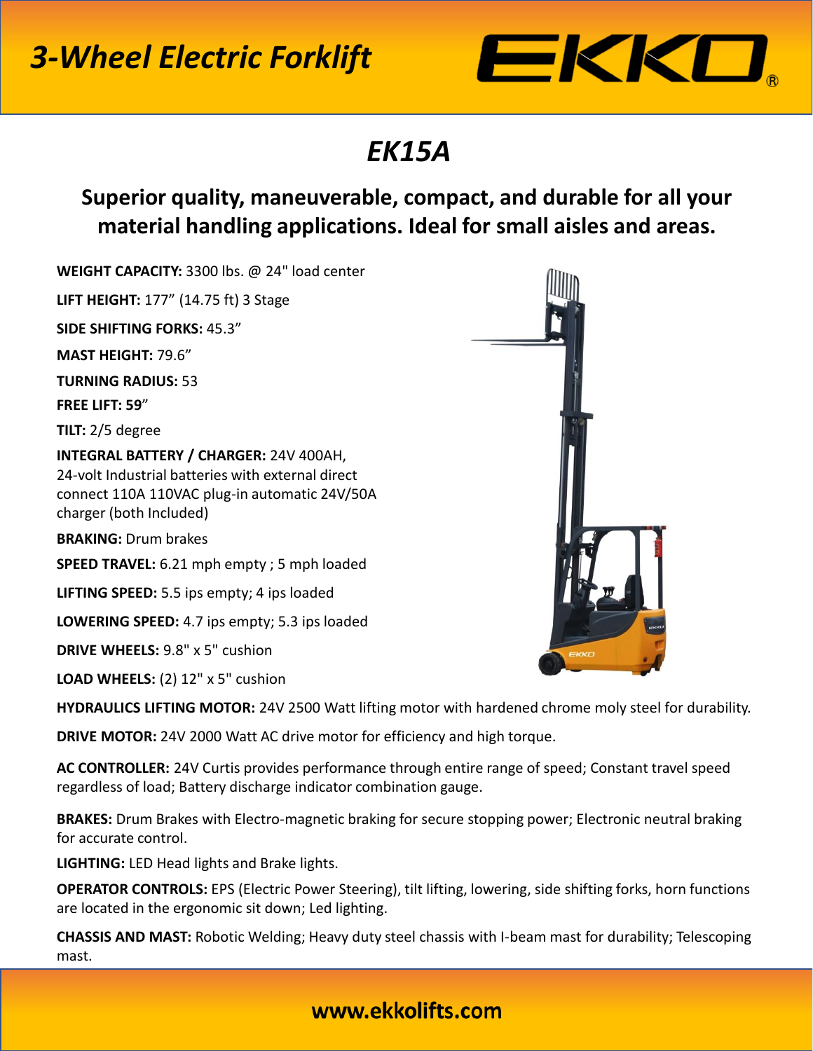# 3-Wheel Electric Forklift

EKKO®

## EK15A

### Superior quality, maneuverable, compact, and durable for all your material handling applications. Ideal for small aisles and areas.

**WEIGHT CAPACITY:** 3300 lbs. @ 24" load center

**LIFT HEIGHT:** 177” (14.75 ft) 3 Stage

**SIDE SHIFTING FORKS:** 45.3”

**MAST HEIGHT:** 79.6”

**TURNING RADIUS:** 53

**FREE LIFT: 59**”

**TILT:** 2/5 degree

**INTEGRAL BATTERY / CHARGER:** 24V 400AH, 24-volt Industrial batteries with external direct connect 110A 110VAC plug-in automatic 24V/50A charger (both Included)

**BRAKING:** Drum brakes

**SPEED TRAVEL:** 6.21 mph empty ; 5 mph loaded

**LIFTING SPEED:** 5.5 ips empty; 4 ips loaded

**LOWERING SPEED:** 4.7 ips empty; 5.3 ips loaded

**DRIVE WHEELS:** 9.8" x 5" cushion

**LOAD WHEELS:** (2) 12" x 5" cushion

**HYDRAULICS LIFTING MOTOR:** 24V 2500 Watt lifting motor with hardened chrome moly steel for durability.

**DRIVE MOTOR:** 24V 2000 Watt AC drive motor for efficiency and high torque.

**AC CONTROLLER:** 24V Curtis provides performance through entire range of speed; Constant travel speed regardless of load; Battery discharge indicator combination gauge.

**BRAKES:** Drum Brakes with Electro-magnetic braking for secure stopping power; Electronic neutral braking for accurate control.

**LIGHTING:** LED Head lights and Brake lights.

**OPERATOR CONTROLS:** EPS (Electric Power Steering), tilt lifting, lowering, side shifting forks, horn functions are located in the ergonomic sit down; Led lighting.

**CHASSIS AND MAST:** Robotic Welding; Heavy duty steel chassis with I-beam mast for durability; Telescoping mast.

**www.ekkolifts.com**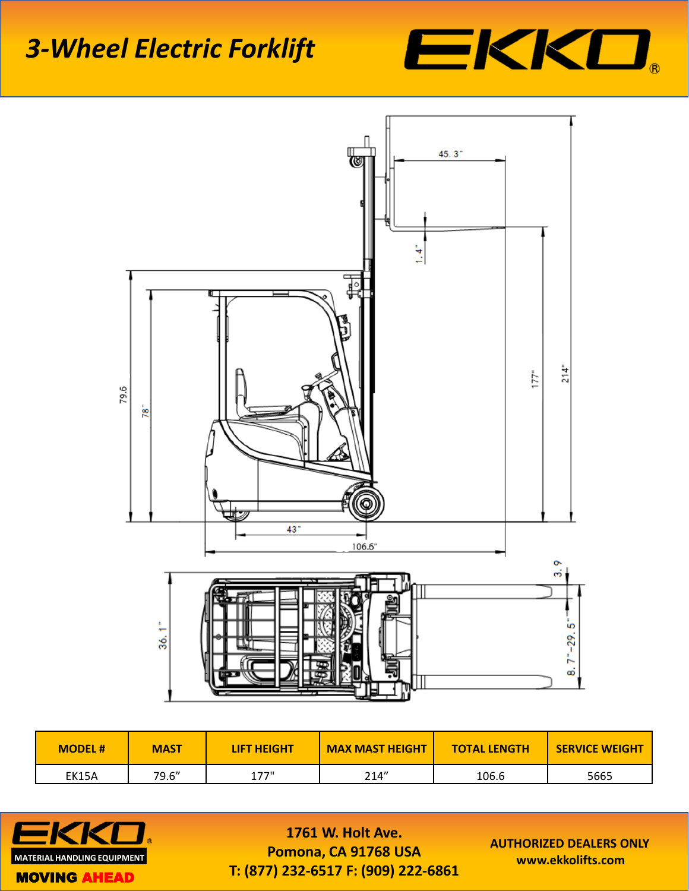# 3-Wheel Electric Forklift

45. 3"

1.4"

79.6

78"

177"

214"

43"

106.6"

36. 1"

3.9

8. 7"-29. 5"

| MODEL # | MAST | LIFT HEIGHT | MAX MAST HEIGHT | TOTAL LENGTH | SERVICE WEIGHT |
|---|---|---|---|---|---|
| EK15A | 79.6" | 177" | 214" | 106.6 | 5665 |

EKKO MATERIAL HANDLING EQUIPMENT
MOVING AHEAD

1761 W. Holt Ave.
Pomona, CA 91768 USA
T: (877) 232-6517 F: (909) 222-6861

AUTHORIZED DEALERS ONLY
www.ekkolifts.com